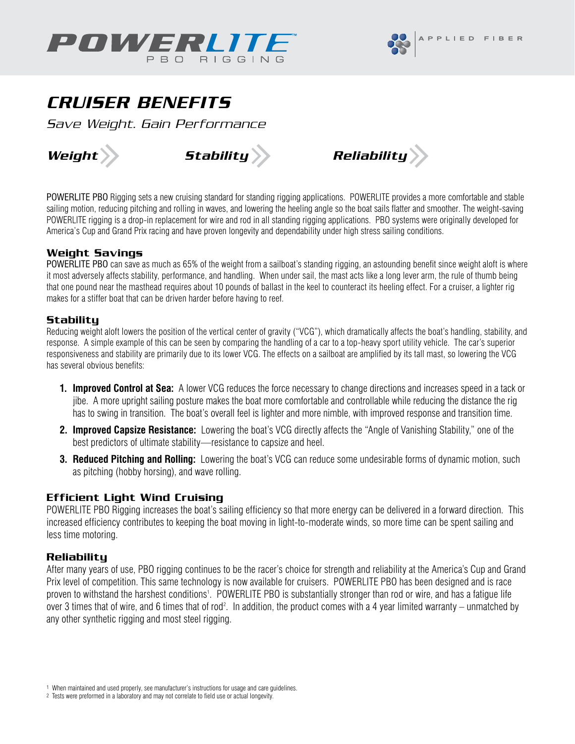POWERLITE™ PBO RIGGING

APPLIED FIBER

# CRUISER BENEFITS

*Save Weight. Gain Performance*

***Weight*** » ***Stability*** » ***Reliability*** »

POWERLITE PBO Rigging sets a new cruising standard for standing rigging applications. POWERLITE provides a more comfortable and stable sailing motion, reducing pitching and rolling in waves, and lowering the heeling angle so the boat sails flatter and smoother. The weight-saving POWERLITE rigging is a drop-in replacement for wire and rod in all standing rigging applications. PBO systems were originally developed for America's Cup and Grand Prix racing and have proven longevity and dependability under high stress sailing conditions.

## Weight Savings

POWERLITE PBO can save as much as 65% of the weight from a sailboat's standing rigging, an astounding benefit since weight aloft is where it most adversely affects stability, performance, and handling. When under sail, the mast acts like a long lever arm, the rule of thumb being that one pound near the masthead requires about 10 pounds of ballast in the keel to counteract its heeling effect. For a cruiser, a lighter rig makes for a stiffer boat that can be driven harder before having to reef.

## Stability

Reducing weight aloft lowers the position of the vertical center of gravity ("VCG"), which dramatically affects the boat's handling, stability, and response. A simple example of this can be seen by comparing the handling of a car to a top-heavy sport utility vehicle. The car's superior responsiveness and stability are primarily due to its lower VCG. The effects on a sailboat are amplified by its tall mast, so lowering the VCG has several obvious benefits:

1. **Improved Control at Sea:** A lower VCG reduces the force necessary to change directions and increases speed in a tack or jibe. A more upright sailing posture makes the boat more comfortable and controllable while reducing the distance the rig has to swing in transition. The boat's overall feel is lighter and more nimble, with improved response and transition time.
2. **Improved Capsize Resistance:** Lowering the boat's VCG directly affects the "Angle of Vanishing Stability," one of the best predictors of ultimate stability—resistance to capsize and heel.
3. **Reduced Pitching and Rolling:** Lowering the boat's VCG can reduce some undesirable forms of dynamic motion, such as pitching (hobby horsing), and wave rolling.

## Efficient Light Wind Cruising

POWERLITE PBO Rigging increases the boat's sailing efficiency so that more energy can be delivered in a forward direction. This increased efficiency contributes to keeping the boat moving in light-to-moderate winds, so more time can be spent sailing and less time motoring.

## Reliability

After many years of use, PBO rigging continues to be the racer's choice for strength and reliability at the America's Cup and Grand Prix level of competition. This same technology is now available for cruisers. POWERLITE PBO has been designed and is race proven to withstand the harshest conditions[1]. POWERLITE PBO is substantially stronger than rod or wire, and has a fatigue life over 3 times that of wire, and 6 times that of rod[2]. In addition, the product comes with a 4 year limited warranty – unmatched by any other synthetic rigging and most steel rigging.

1 When maintained and used properly, see manufacturer's instructions for usage and care guidelines.
2 Tests were preformed in a laboratory and may not correlate to field use or actual longevity.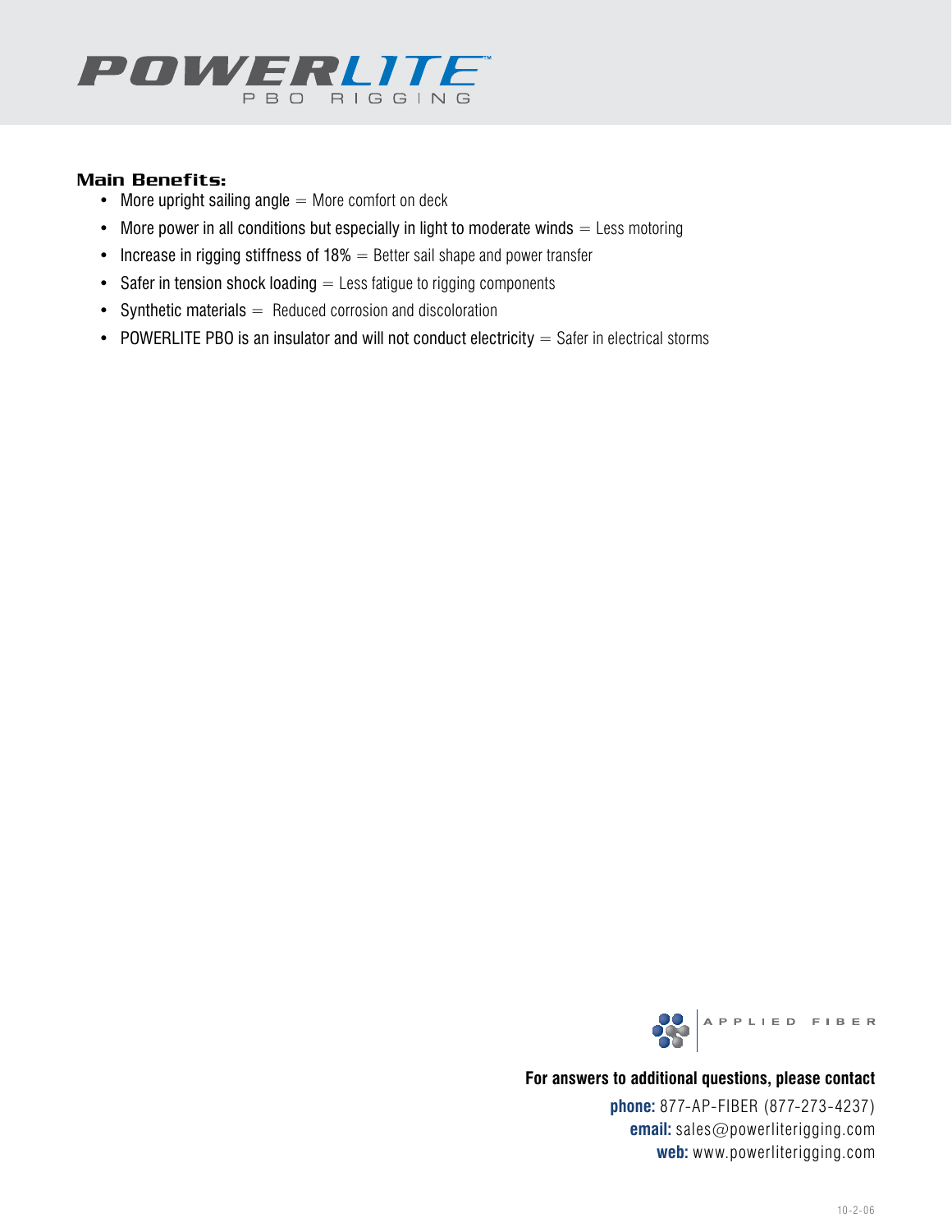# POWERLITE™
PBO RIGGING

**Main Benefits:**

- More upright sailing angle = More comfort on deck
- More power in all conditions but especially in light to moderate winds = Less motoring
- Increase in rigging stiffness of 18% = Better sail shape and power transfer
- Safer in tension shock loading = Less fatigue to rigging components
- Synthetic materials = Reduced corrosion and discoloration
- POWERLITE PBO is an insulator and will not conduct electricity = Safer in electrical storms

APPLIED FIBER

**For answers to additional questions, please contact**

**phone:** 877-AP-FIBER (877-273-4237)
**email:** sales@powerliterigging.com
**web:** www.powerliterigging.com

10-2-06